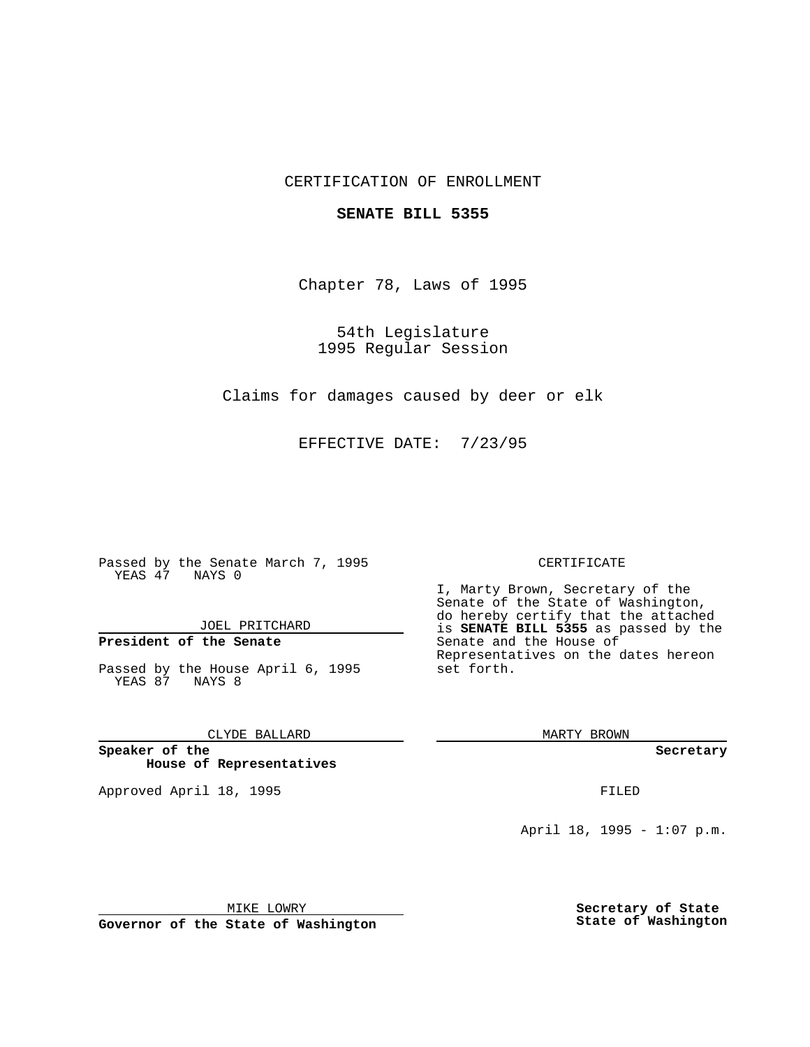CERTIFICATION OF ENROLLMENT

**SENATE BILL 5355**

Chapter 78, Laws of 1995

54th Legislature
1995 Regular Session

Claims for damages caused by deer or elk

EFFECTIVE DATE: 7/23/95

Passed by the Senate March 7, 1995
YEAS 47 NAYS 0

JOEL PRITCHARD

**President of the Senate**

Passed by the House April 6, 1995
YEAS 87 NAYS 8

CLYDE BALLARD

**Speaker of the House of Representatives**

Approved April 18, 1995

MIKE LOWRY

**Governor of the State of Washington**

CERTIFICATE

I, Marty Brown, Secretary of the Senate of the State of Washington, do hereby certify that the attached is **SENATE BILL 5355** as passed by the Senate and the House of Representatives on the dates hereon set forth.

MARTY BROWN

**Secretary**

FILED

April 18, 1995 - 1:07 p.m.

**Secretary of State**
**State of Washington**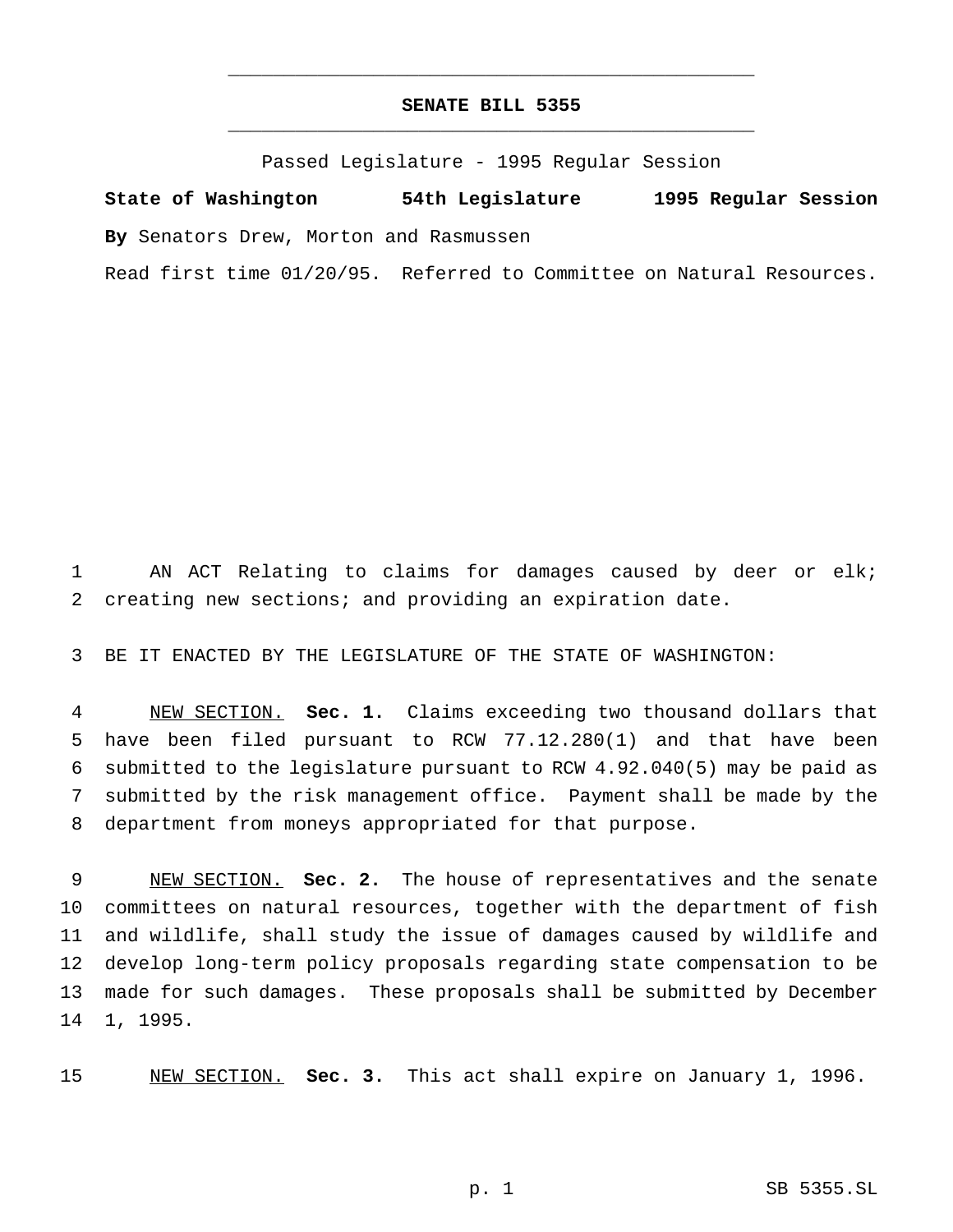# SENATE BILL 5355

Passed Legislature - 1995 Regular Session

**State of Washington 54th Legislature 1995 Regular Session**

**By** Senators Drew, Morton and Rasmussen

Read first time 01/20/95. Referred to Committee on Natural Resources.

AN ACT Relating to claims for damages caused by deer or elk; creating new sections; and providing an expiration date.

BE IT ENACTED BY THE LEGISLATURE OF THE STATE OF WASHINGTON:

NEW SECTION. **Sec. 1.** Claims exceeding two thousand dollars that have been filed pursuant to RCW 77.12.280(1) and that have been submitted to the legislature pursuant to RCW 4.92.040(5) may be paid as submitted by the risk management office. Payment shall be made by the department from moneys appropriated for that purpose.

NEW SECTION. **Sec. 2.** The house of representatives and the senate committees on natural resources, together with the department of fish and wildlife, shall study the issue of damages caused by wildlife and develop long-term policy proposals regarding state compensation to be made for such damages. These proposals shall be submitted by December 1, 1995.

NEW SECTION. **Sec. 3.** This act shall expire on January 1, 1996.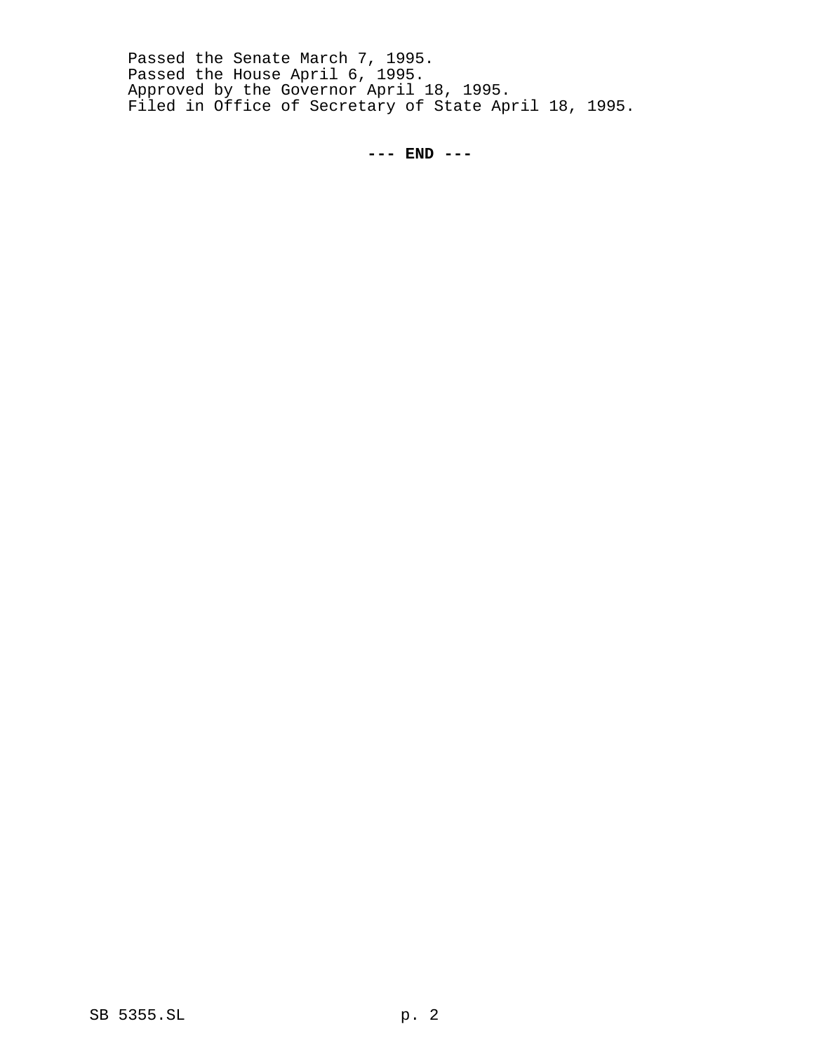Passed the Senate March 7, 1995.
Passed the House April 6, 1995.
Approved by the Governor April 18, 1995.
Filed in Office of Secretary of State April 18, 1995.

**--- END ---**